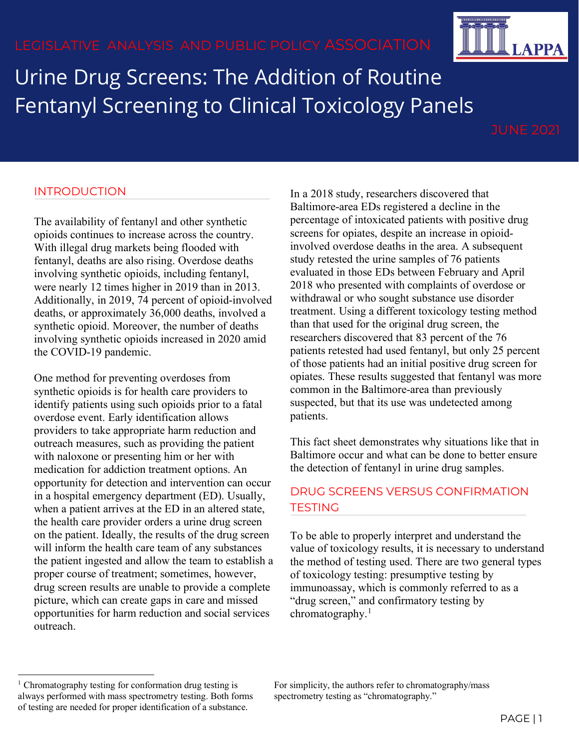LEGISLATIVE ANALYSIS AND PUBLIC POLICY ASSOCIATION

# Urine Drug Screens: The Addition of Routine Fentanyl Screening to Clinical Toxicology Panels

JUNE 2021

## INTRODUCTION

The availability of fentanyl and other synthetic opioids continues to increase across the country. With illegal drug markets being flooded with fentanyl, deaths are also rising. Overdose deaths involving synthetic opioids, including fentanyl, were nearly 12 times higher in 2019 than in 2013. Additionally, in 2019, 74 percent of opioid-involved deaths, or approximately 36,000 deaths, involved a synthetic opioid. Moreover, the number of deaths involving synthetic opioids increased in 2020 amid the COVID-19 pandemic.

One method for preventing overdoses from synthetic opioids is for health care providers to identify patients using such opioids prior to a fatal overdose event. Early identification allows providers to take appropriate harm reduction and outreach measures, such as providing the patient with naloxone or presenting him or her with medication for addiction treatment options. An opportunity for detection and intervention can occur in a hospital emergency department (ED). Usually, when a patient arrives at the ED in an altered state, the health care provider orders a urine drug screen on the patient. Ideally, the results of the drug screen will inform the health care team of any substances the patient ingested and allow the team to establish a proper course of treatment; sometimes, however, drug screen results are unable to provide a complete picture, which can create gaps in care and missed opportunities for harm reduction and social services outreach.

In a 2018 study, researchers discovered that Baltimore-area EDs registered a decline in the percentage of intoxicated patients with positive drug screens for opiates, despite an increase in opioid-involved overdose deaths in the area. A subsequent study retested the urine samples of 76 patients evaluated in those EDs between February and April 2018 who presented with complaints of overdose or withdrawal or who sought substance use disorder treatment. Using a different toxicology testing method than that used for the original drug screen, the researchers discovered that 83 percent of the 76 patients retested had used fentanyl, but only 25 percent of those patients had an initial positive drug screen for opiates. These results suggested that fentanyl was more common in the Baltimore-area than previously suspected, but that its use was undetected among patients.

This fact sheet demonstrates why situations like that in Baltimore occur and what can be done to better ensure the detection of fentanyl in urine drug samples.

## DRUG SCREENS VERSUS CONFIRMATION TESTING

To be able to properly interpret and understand the value of toxicology results, it is necessary to understand the method of testing used. There are two general types of toxicology testing: presumptive testing by immunoassay, which is commonly referred to as a "drug screen," and confirmatory testing by chromatography.[1]

---

[1] Chromatography testing for conformation drug testing is always performed with mass spectrometry testing. Both forms of testing are needed for proper identification of a substance. For simplicity, the authors refer to chromatography/mass spectrometry testing as "chromatography."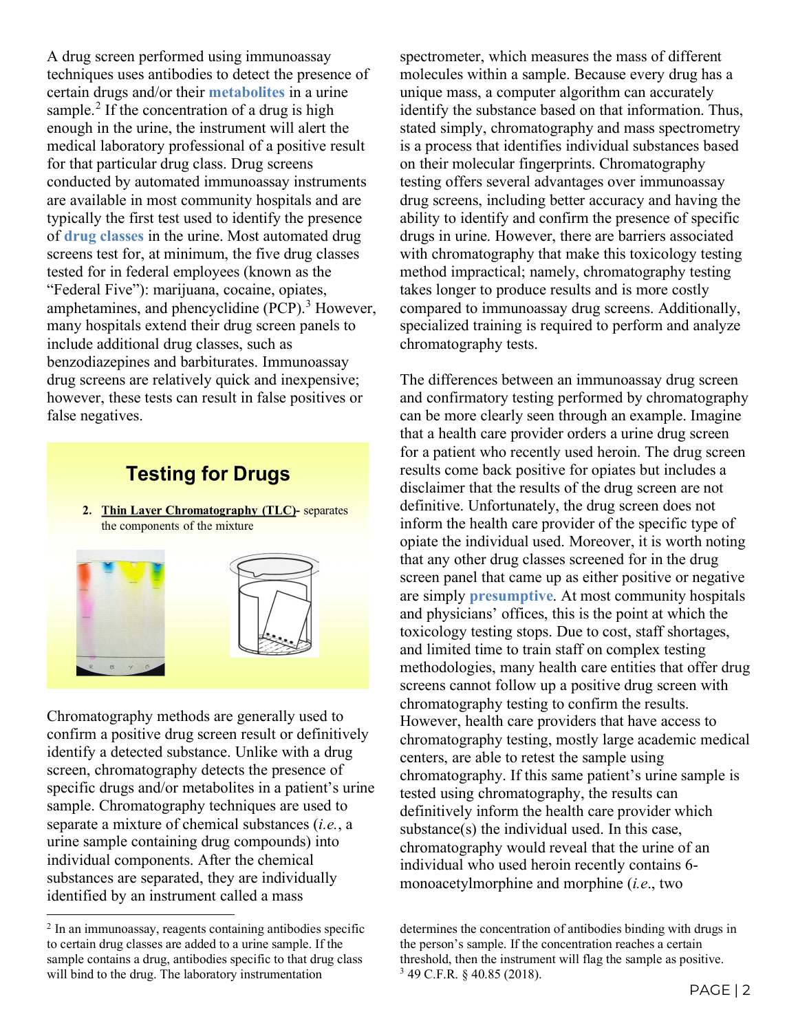A drug screen performed using immunoassay techniques uses antibodies to detect the presence of certain drugs and/or their **metabolites** in a urine sample.[2] If the concentration of a drug is high enough in the urine, the instrument will alert the medical laboratory professional of a positive result for that particular drug class. Drug screens conducted by automated immunoassay instruments are available in most community hospitals and are typically the first test used to identify the presence of **drug classes** in the urine. Most automated drug screens test for, at minimum, the five drug classes tested for in federal employees (known as the "Federal Five"): marijuana, cocaine, opiates, amphetamines, and phencyclidine (PCP).[3] However, many hospitals extend their drug screen panels to include additional drug classes, such as benzodiazepines and barbiturates. Immunoassay drug screens are relatively quick and inexpensive; however, these tests can result in false positives or false negatives.

**Testing for Drugs**

2. **Thin Layer Chromatography (TLC)**- separates the components of the mixture

Chromatography methods are generally used to confirm a positive drug screen result or definitively identify a detected substance. Unlike with a drug screen, chromatography detects the presence of specific drugs and/or metabolites in a patient's urine sample. Chromatography techniques are used to separate a mixture of chemical substances (*i.e.*, a urine sample containing drug compounds) into individual components. After the chemical substances are separated, they are individually identified by an instrument called a mass spectrometer, which measures the mass of different molecules within a sample. Because every drug has a unique mass, a computer algorithm can accurately identify the substance based on that information. Thus, stated simply, chromatography and mass spectrometry is a process that identifies individual substances based on their molecular fingerprints. Chromatography testing offers several advantages over immunoassay drug screens, including better accuracy and having the ability to identify and confirm the presence of specific drugs in urine. However, there are barriers associated with chromatography that make this toxicology testing method impractical; namely, chromatography testing takes longer to produce results and is more costly compared to immunoassay drug screens. Additionally, specialized training is required to perform and analyze chromatography tests.

The differences between an immunoassay drug screen and confirmatory testing performed by chromatography can be more clearly seen through an example. Imagine that a health care provider orders a urine drug screen for a patient who recently used heroin. The drug screen results come back positive for opiates but includes a disclaimer that the results of the drug screen are not definitive. Unfortunately, the drug screen does not inform the health care provider of the specific type of opiate the individual used. Moreover, it is worth noting that any other drug classes screened for in the drug screen panel that came up as either positive or negative are simply **presumptive**. At most community hospitals and physicians' offices, this is the point at which the toxicology testing stops. Due to cost, staff shortages, and limited time to train staff on complex testing methodologies, many health care entities that offer drug screens cannot follow up a positive drug screen with chromatography testing to confirm the results. However, health care providers that have access to chromatography testing, mostly large academic medical centers, are able to retest the sample using chromatography. If this same patient's urine sample is tested using chromatography, the results can definitively inform the health care provider which substance(s) the individual used. In this case, chromatography would reveal that the urine of an individual who used heroin recently contains 6-monoacetylmorphine and morphine (*i.e.*, two

---

[2] In an immunoassay, reagents containing antibodies specific to certain drug classes are added to a urine sample. If the sample contains a drug, antibodies specific to that drug class will bind to the drug. The laboratory instrumentation determines the concentration of antibodies binding with drugs in the person's sample. If the concentration reaches a certain threshold, then the instrument will flag the sample as positive.

[3] 49 C.F.R. § 40.85 (2018).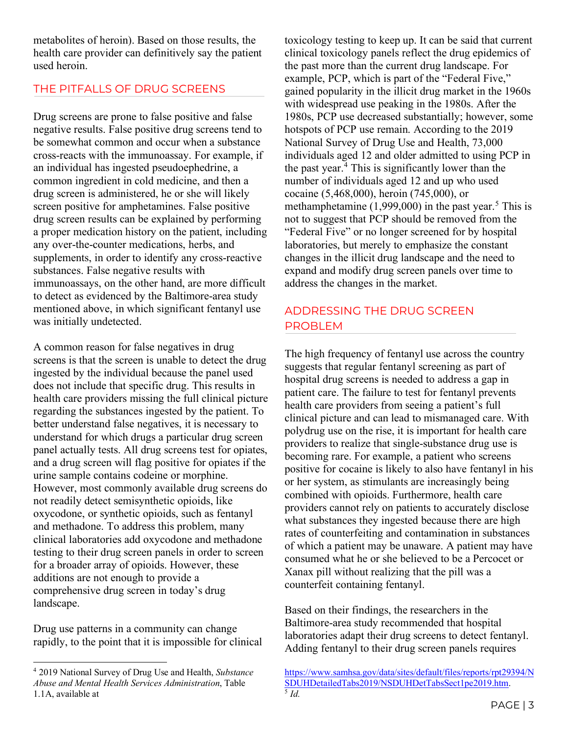metabolites of heroin). Based on those results, the health care provider can definitively say the patient used heroin.

## THE PITFALLS OF DRUG SCREENS

Drug screens are prone to false positive and false negative results. False positive drug screens tend to be somewhat common and occur when a substance cross-reacts with the immunoassay. For example, if an individual has ingested pseudoephedrine, a common ingredient in cold medicine, and then a drug screen is administered, he or she will likely screen positive for amphetamines. False positive drug screen results can be explained by performing a proper medication history on the patient, including any over-the-counter medications, herbs, and supplements, in order to identify any cross-reactive substances. False negative results with immunoassays, on the other hand, are more difficult to detect as evidenced by the Baltimore-area study mentioned above, in which significant fentanyl use was initially undetected.

A common reason for false negatives in drug screens is that the screen is unable to detect the drug ingested by the individual because the panel used does not include that specific drug. This results in health care providers missing the full clinical picture regarding the substances ingested by the patient. To better understand false negatives, it is necessary to understand for which drugs a particular drug screen panel actually tests. All drug screens test for opiates, and a drug screen will flag positive for opiates if the urine sample contains codeine or morphine. However, most commonly available drug screens do not readily detect semisynthetic opioids, like oxycodone, or synthetic opioids, such as fentanyl and methadone. To address this problem, many clinical laboratories add oxycodone and methadone testing to their drug screen panels in order to screen for a broader array of opioids. However, these additions are not enough to provide a comprehensive drug screen in today's drug landscape.

Drug use patterns in a community can change rapidly, to the point that it is impossible for clinical toxicology testing to keep up. It can be said that current clinical toxicology panels reflect the drug epidemics of the past more than the current drug landscape. For example, PCP, which is part of the "Federal Five," gained popularity in the illicit drug market in the 1960s with widespread use peaking in the 1980s. After the 1980s, PCP use decreased substantially; however, some hotspots of PCP use remain. According to the 2019 National Survey of Drug Use and Health, 73,000 individuals aged 12 and older admitted to using PCP in the past year.[4] This is significantly lower than the number of individuals aged 12 and up who used cocaine (5,468,000), heroin (745,000), or methamphetamine (1,999,000) in the past year.[5] This is not to suggest that PCP should be removed from the "Federal Five" or no longer screened for by hospital laboratories, but merely to emphasize the constant changes in the illicit drug landscape and the need to expand and modify drug screen panels over time to address the changes in the market.

## ADDRESSING THE DRUG SCREEN PROBLEM

The high frequency of fentanyl use across the country suggests that regular fentanyl screening as part of hospital drug screens is needed to address a gap in patient care. The failure to test for fentanyl prevents health care providers from seeing a patient's full clinical picture and can lead to mismanaged care. With polydrug use on the rise, it is important for health care providers to realize that single-substance drug use is becoming rare. For example, a patient who screens positive for cocaine is likely to also have fentanyl in his or her system, as stimulants are increasingly being combined with opioids. Furthermore, health care providers cannot rely on patients to accurately disclose what substances they ingested because there are high rates of counterfeiting and contamination in substances of which a patient may be unaware. A patient may have consumed what he or she believed to be a Percocet or Xanax pill without realizing that the pill was a counterfeit containing fentanyl.

Based on their findings, the researchers in the Baltimore-area study recommended that hospital laboratories adapt their drug screens to detect fentanyl. Adding fentanyl to their drug screen panels requires

---

[4] 2019 National Survey of Drug Use and Health, *Substance Abuse and Mental Health Services Administration*, Table 1.1A, available at https://www.samhsa.gov/data/sites/default/files/reports/rpt29394/NSDUHDetailedTabs2019/NSDUHDetTabsSect1pe2019.htm.

[5] *Id.*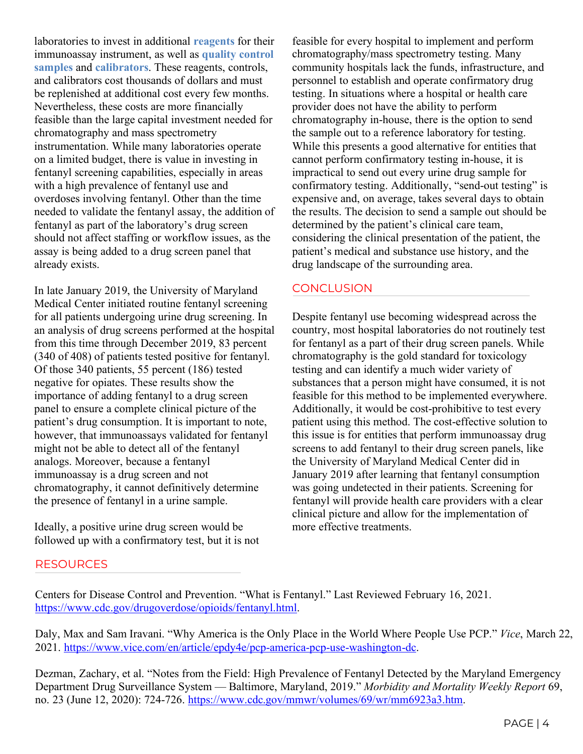laboratories to invest in additional **reagents** for their immunoassay instrument, as well as **quality control samples** and **calibrators**. These reagents, controls, and calibrators cost thousands of dollars and must be replenished at additional cost every few months. Nevertheless, these costs are more financially feasible than the large capital investment needed for chromatography and mass spectrometry instrumentation. While many laboratories operate on a limited budget, there is value in investing in fentanyl screening capabilities, especially in areas with a high prevalence of fentanyl use and overdoses involving fentanyl. Other than the time needed to validate the fentanyl assay, the addition of fentanyl as part of the laboratory's drug screen should not affect staffing or workflow issues, as the assay is being added to a drug screen panel that already exists.

In late January 2019, the University of Maryland Medical Center initiated routine fentanyl screening for all patients undergoing urine drug screening. In an analysis of drug screens performed at the hospital from this time through December 2019, 83 percent (340 of 408) of patients tested positive for fentanyl. Of those 340 patients, 55 percent (186) tested negative for opiates. These results show the importance of adding fentanyl to a drug screen panel to ensure a complete clinical picture of the patient's drug consumption. It is important to note, however, that immunoassays validated for fentanyl might not be able to detect all of the fentanyl analogs. Moreover, because a fentanyl immunoassay is a drug screen and not chromatography, it cannot definitively determine the presence of fentanyl in a urine sample.

Ideally, a positive urine drug screen would be followed up with a confirmatory test, but it is not feasible for every hospital to implement and perform chromatography/mass spectrometry testing. Many community hospitals lack the funds, infrastructure, and personnel to establish and operate confirmatory drug testing. In situations where a hospital or health care provider does not have the ability to perform chromatography in-house, there is the option to send the sample out to a reference laboratory for testing. While this presents a good alternative for entities that cannot perform confirmatory testing in-house, it is impractical to send out every urine drug sample for confirmatory testing. Additionally, "send-out testing" is expensive and, on average, takes several days to obtain the results. The decision to send a sample out should be determined by the patient's clinical care team, considering the clinical presentation of the patient, the patient's medical and substance use history, and the drug landscape of the surrounding area.

## CONCLUSION

Despite fentanyl use becoming widespread across the country, most hospital laboratories do not routinely test for fentanyl as a part of their drug screen panels. While chromatography is the gold standard for toxicology testing and can identify a much wider variety of substances that a person might have consumed, it is not feasible for this method to be implemented everywhere. Additionally, it would be cost-prohibitive to test every patient using this method. The cost-effective solution to this issue is for entities that perform immunoassay drug screens to add fentanyl to their drug screen panels, like the University of Maryland Medical Center did in January 2019 after learning that fentanyl consumption was going undetected in their patients. Screening for fentanyl will provide health care providers with a clear clinical picture and allow for the implementation of more effective treatments.

## RESOURCES

Centers for Disease Control and Prevention. "What is Fentanyl." Last Reviewed February 16, 2021. https://www.cdc.gov/drugoverdose/opioids/fentanyl.html.

Daly, Max and Sam Iravani. "Why America is the Only Place in the World Where People Use PCP." *Vice*, March 22, 2021. https://www.vice.com/en/article/epdy4e/pcp-america-pcp-use-washington-dc.

Dezman, Zachary, et al. "Notes from the Field: High Prevalence of Fentanyl Detected by the Maryland Emergency Department Drug Surveillance System — Baltimore, Maryland, 2019." *Morbidity and Mortality Weekly Report* 69, no. 23 (June 12, 2020): 724-726. https://www.cdc.gov/mmwr/volumes/69/wr/mm6923a3.htm.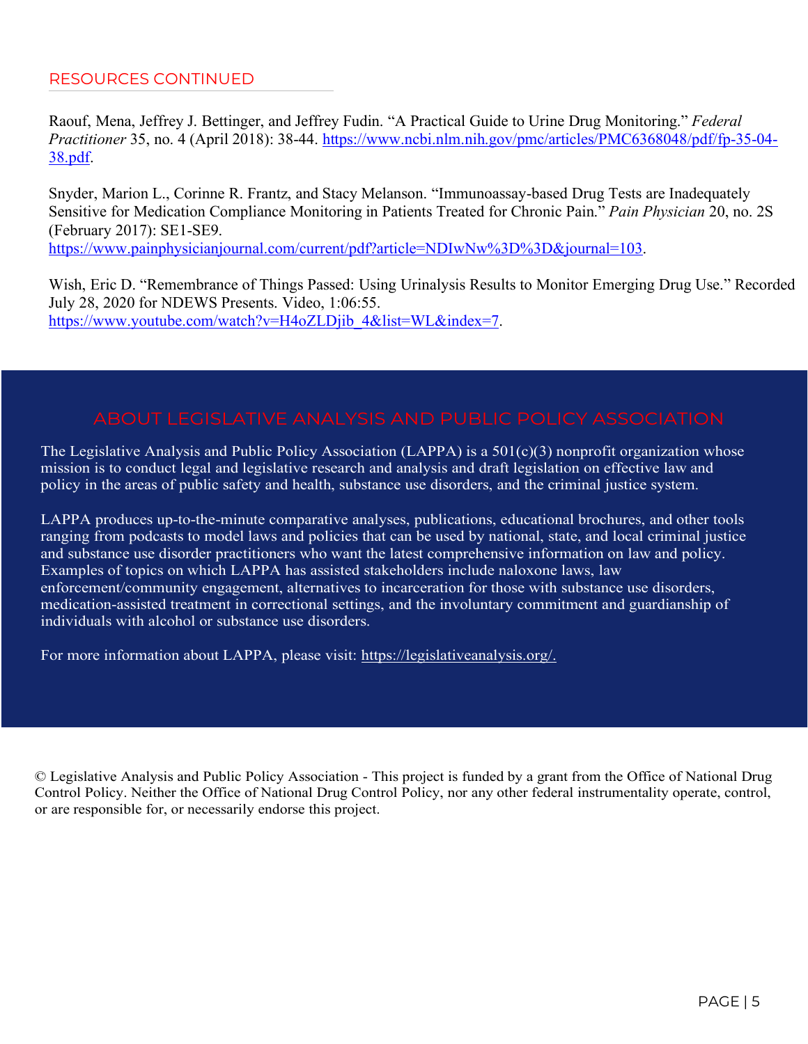## RESOURCES CONTINUED

Raouf, Mena, Jeffrey J. Bettinger, and Jeffrey Fudin. "A Practical Guide to Urine Drug Monitoring." *Federal Practitioner* 35, no. 4 (April 2018): 38-44. https://www.ncbi.nlm.nih.gov/pmc/articles/PMC6368048/pdf/fp-35-04-38.pdf.

Snyder, Marion L., Corinne R. Frantz, and Stacy Melanson. "Immunoassay-based Drug Tests are Inadequately Sensitive for Medication Compliance Monitoring in Patients Treated for Chronic Pain." *Pain Physician* 20, no. 2S (February 2017): SE1-SE9. https://www.painphysicianjournal.com/current/pdf?article=NDIwNw%3D%3D&journal=103.

Wish, Eric D. "Remembrance of Things Passed: Using Urinalysis Results to Monitor Emerging Drug Use." Recorded July 28, 2020 for NDEWS Presents. Video, 1:06:55. https://www.youtube.com/watch?v=H4oZLDjib_4&list=WL&index=7.

## ABOUT LEGISLATIVE ANALYSIS AND PUBLIC POLICY ASSOCIATION

The Legislative Analysis and Public Policy Association (LAPPA) is a 501(c)(3) nonprofit organization whose mission is to conduct legal and legislative research and analysis and draft legislation on effective law and policy in the areas of public safety and health, substance use disorders, and the criminal justice system.

LAPPA produces up-to-the-minute comparative analyses, publications, educational brochures, and other tools ranging from podcasts to model laws and policies that can be used by national, state, and local criminal justice and substance use disorder practitioners who want the latest comprehensive information on law and policy. Examples of topics on which LAPPA has assisted stakeholders include naloxone laws, law enforcement/community engagement, alternatives to incarceration for those with substance use disorders, medication-assisted treatment in correctional settings, and the involuntary commitment and guardianship of individuals with alcohol or substance use disorders.

For more information about LAPPA, please visit: https://legislativeanalysis.org/.

© Legislative Analysis and Public Policy Association - This project is funded by a grant from the Office of National Drug Control Policy. Neither the Office of National Drug Control Policy, nor any other federal instrumentality operate, control, or are responsible for, or necessarily endorse this project.